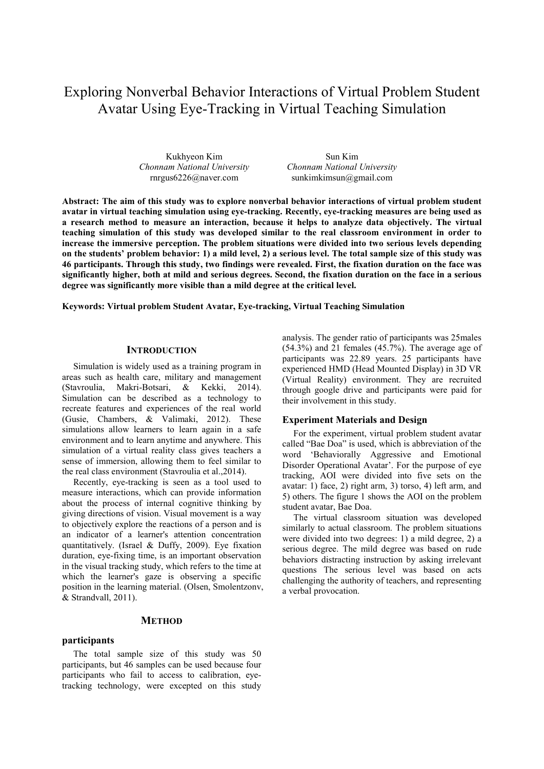# Exploring Nonverbal Behavior Interactions of Virtual Problem Student Avatar Using Eye-Tracking in Virtual Teaching Simulation

Kukhyeon Kim
*Chonnam National University*
rnrgus6226@naver.com

Sun Kim
*Chonnam National University*
sunkimkimsun@gmail.com

**Abstract: The aim of this study was to explore nonverbal behavior interactions of virtual problem student avatar in virtual teaching simulation using eye-tracking. Recently, eye-tracking measures are being used as a research method to measure an interaction, because it helps to analyze data objectively. The virtual teaching simulation of this study was developed similar to the real classroom environment in order to increase the immersive perception. The problem situations were divided into two serious levels depending on the students' problem behavior: 1) a mild level, 2) a serious level. The total sample size of this study was 46 participants. Through this study, two findings were revealed. First, the fixation duration on the face was significantly higher, both at mild and serious degrees. Second, the fixation duration on the face in a serious degree was significantly more visible than a mild degree at the critical level.**

**Keywords: Virtual problem Student Avatar, Eye-tracking, Virtual Teaching Simulation**

## Introduction

Simulation is widely used as a training program in areas such as health care, military and management (Stavroulia, Makri-Botsari, & Kekki, 2014). Simulation can be described as a technology to recreate features and experiences of the real world (Gusie, Chambers, & Valimaki, 2012). These simulations allow learners to learn again in a safe environment and to learn anytime and anywhere. This simulation of a virtual reality class gives teachers a sense of immersion, allowing them to feel similar to the real class environment (Stavroulia et al.,2014).

Recently, eye-tracking is seen as a tool used to measure interactions, which can provide information about the process of internal cognitive thinking by giving directions of vision. Visual movement is a way to objectively explore the reactions of a person and is an indicator of a learner's attention concentration quantitatively. (Israel & Duffy, 2009). Eye fixation duration, eye-fixing time, is an important observation in the visual tracking study, which refers to the time at which the learner's gaze is observing a specific position in the learning material. (Olsen, Smolentzonv, & Strandvall, 2011).

## Method

### participants

The total sample size of this study was 50 participants, but 46 samples can be used because four participants who fail to access to calibration, eye-tracking technology, were excepted on this study analysis. The gender ratio of participants was 25males (54.3%) and 21 females (45.7%). The average age of participants was 22.89 years. 25 participants have experienced HMD (Head Mounted Display) in 3D VR (Virtual Reality) environment. They are recruited through google drive and participants were paid for their involvement in this study.

### Experiment Materials and Design

For the experiment, virtual problem student avatar called "Bae Doa" is used, which is abbreviation of the word 'Behaviorally Aggressive and Emotional Disorder Operational Avatar'. For the purpose of eye tracking, AOI were divided into five sets on the avatar: 1) face, 2) right arm, 3) torso, 4) left arm, and 5) others. The figure 1 shows the AOI on the problem student avatar, Bae Doa.

The virtual classroom situation was developed similarly to actual classroom. The problem situations were divided into two degrees: 1) a mild degree, 2) a serious degree. The mild degree was based on rude behaviors distracting instruction by asking irrelevant questions The serious level was based on acts challenging the authority of teachers, and representing a verbal provocation.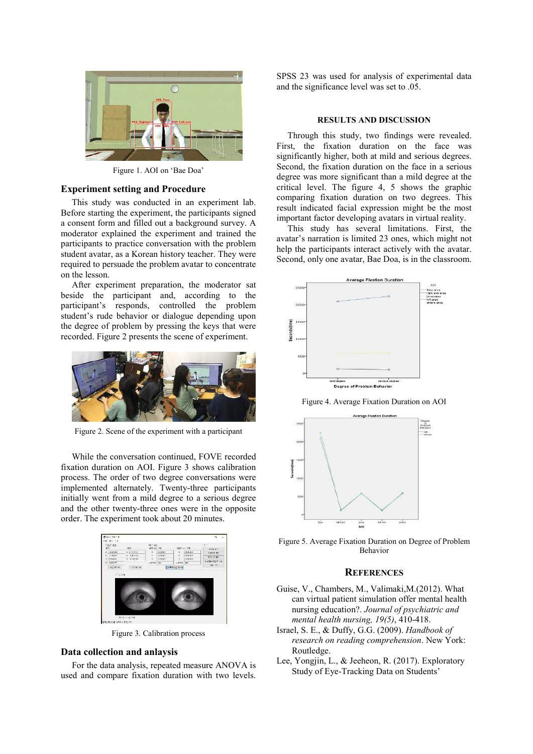Figure 1. AOI on 'Bae Doa'

## Experiment setting and Procedure

This study was conducted in an experiment lab. Before starting the experiment, the participants signed a consent form and filled out a background survey. A moderator explained the experiment and trained the participants to practice conversation with the problem student avatar, as a Korean history teacher. They were required to persuade the problem avatar to concentrate on the lesson.

After experiment preparation, the moderator sat beside the participant and, according to the participant's responds, controlled the problem student's rude behavior or dialogue depending upon the degree of problem by pressing the keys that were recorded. Figure 2 presents the scene of experiment.

Figure 2. Scene of the experiment with a participant

While the conversation continued, FOVE recorded fixation duration on AOI. Figure 3 shows calibration process. The order of two degree conversations were implemented alternately. Twenty-three participants initially went from a mild degree to a serious degree and the other twenty-three ones were in the opposite order. The experiment took about 20 minutes.

Figure 3. Calibration process

## Data collection and anlaysis

For the data analysis, repeated measure ANOVA is used and compare fixation duration with two levels. SPSS 23 was used for analysis of experimental data and the significance level was set to .05.

## RESULTS AND DISCUSSION

Through this study, two findings were revealed. First, the fixation duration on the face was significantly higher, both at mild and serious degrees. Second, the fixation duration on the face in a serious degree was more significant than a mild degree at the critical level. The figure 4, 5 shows the graphic comparing fixation duration on two degrees. This result indicated facial expression might be the most important factor developing avatars in virtual reality.

This study has several limitations. First, the avatar's narration is limited 23 ones, which might not help the participants interact actively with the avatar. Second, only one avatar, Bae Doa, is in the classroom.

Figure 4. Average Fixation Duration on AOI

Figure 5. Average Fixation Duration on Degree of Problem Behavior

## References

Guise, V., Chambers, M., Valimaki,M.(2012). What can virtual patient simulation offer mental health nursing education?. *Journal of psychiatric and mental health nursing, 19(5)*, 410-418.

Israel, S. E., & Duffy, G.G. (2009). *Handbook of research on reading comprehension*. New York: Routledge.

Lee, Yongjin, L., & Jeeheon, R. (2017). Exploratory Study of Eye-Tracking Data on Students'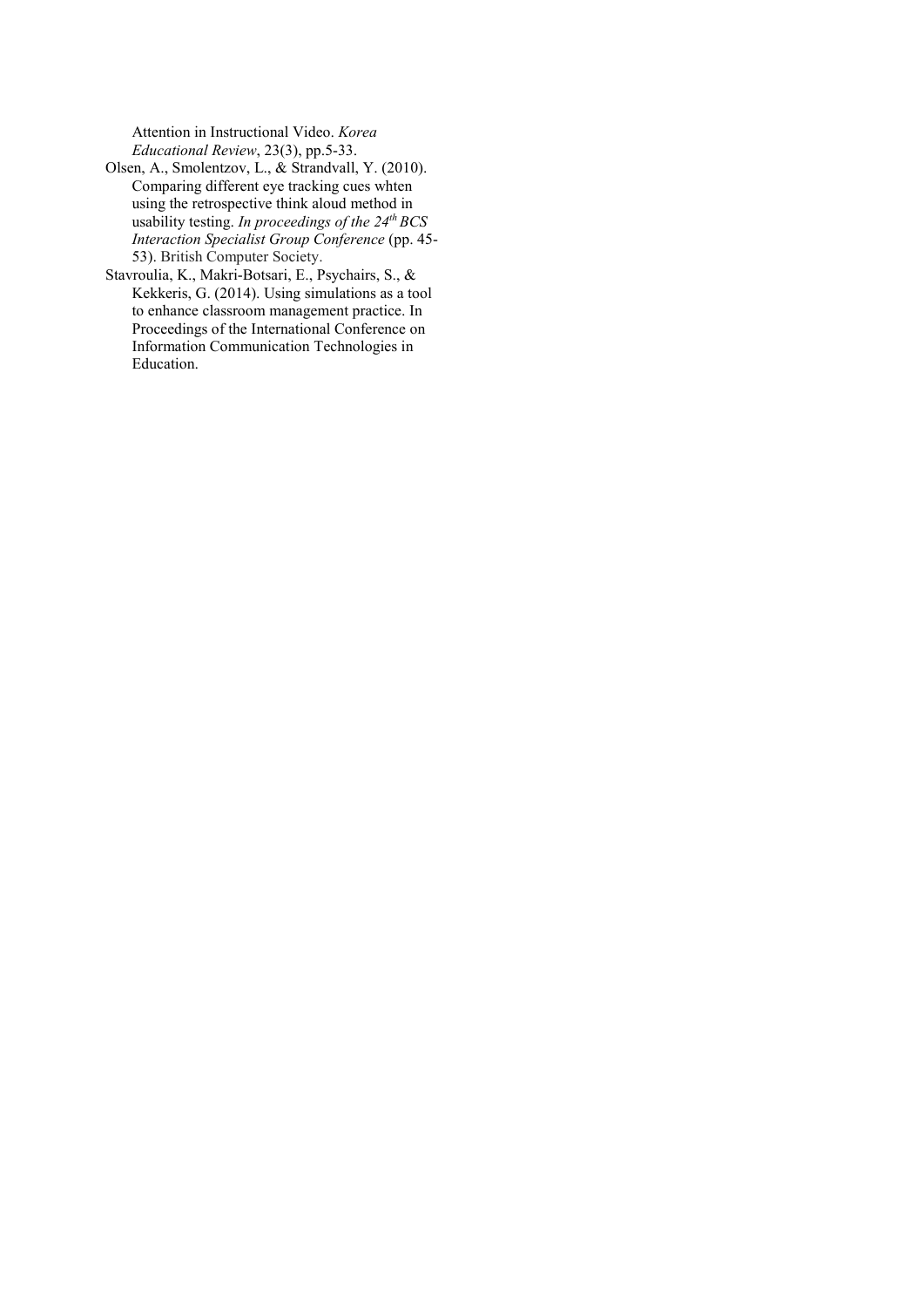Attention in Instructional Video. *Korea Educational Review*, 23(3), pp.5-33.

Olsen, A., Smolentzov, L., & Strandvall, Y. (2010). Comparing different eye tracking cues whten using the retrospective think aloud method in usability testing. *In proceedings of the 24th BCS Interaction Specialist Group Conference* (pp. 45-53). British Computer Society.

Stavroulia, K., Makri-Botsari, E., Psychairs, S., & Kekkeris, G. (2014). Using simulations as a tool to enhance classroom management practice. In Proceedings of the International Conference on Information Communication Technologies in Education.